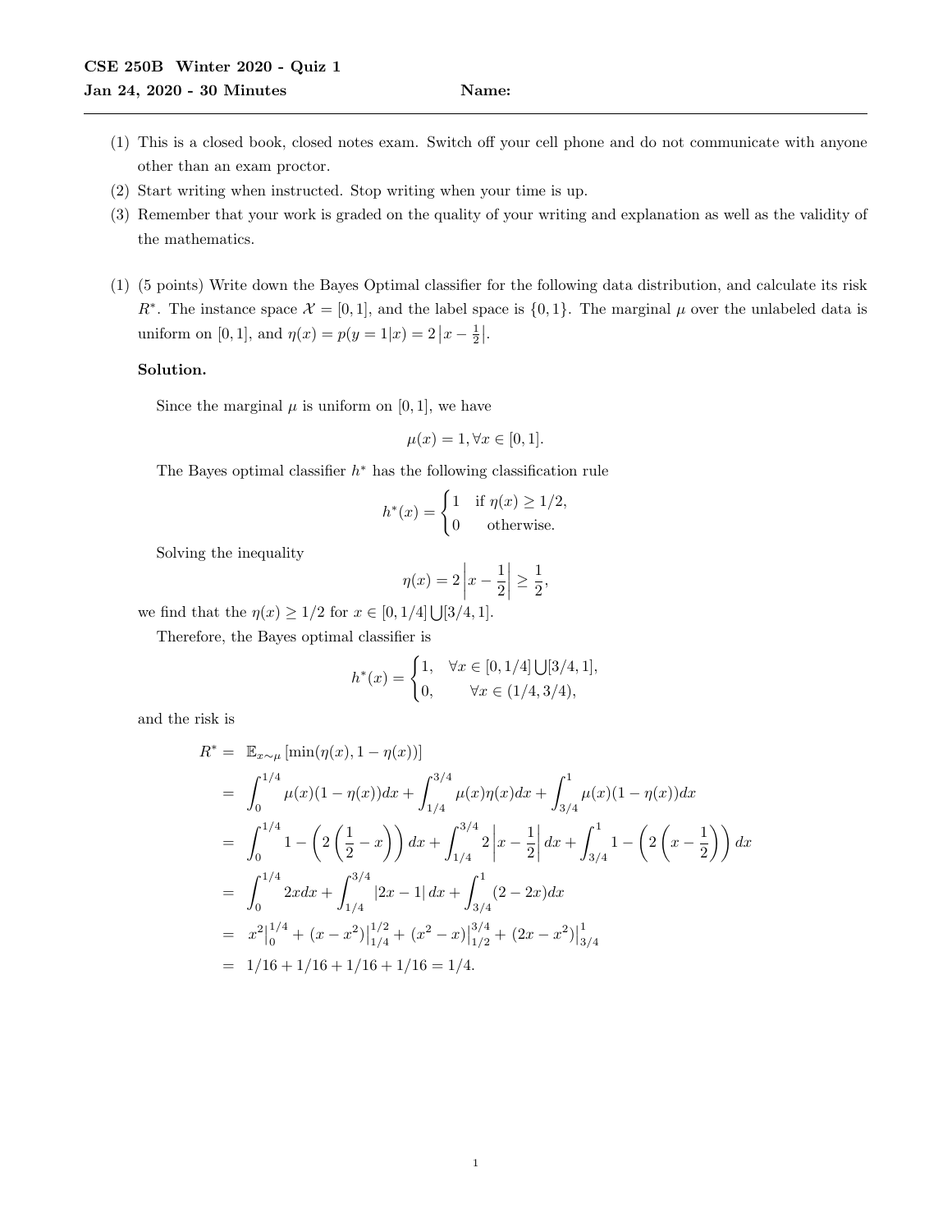**CSE 250B Winter 2020 - Quiz 1**

**Jan 24, 2020 - 30 Minutes** **Name:**

---

(1) This is a closed book, closed notes exam. Switch off your cell phone and do not communicate with anyone other than an exam proctor.

(2) Start writing when instructed. Stop writing when your time is up.

(3) Remember that your work is graded on the quality of your writing and explanation as well as the validity of the mathematics.

(1) (5 points) Write down the Bayes Optimal classifier for the following data distribution, and calculate its risk $R^*$. The instance space $\mathcal{X} = [0, 1]$, and the label space is $\{0, 1\}$. The marginal $\mu$ over the unlabeled data is uniform on $[0, 1]$, and $\eta(x) = p(y = 1|x) = 2\left|x - \frac{1}{2}\right|$.

**Solution.**

Since the marginal $\mu$ is uniform on $[0, 1]$, we have

$$\mu(x) = 1, \forall x \in [0, 1].$$

The Bayes optimal classifier $h^*$ has the following classification rule

$$h^*(x) = \begin{cases} 1 & \text{if } \eta(x) \geq 1/2, \\ 0 & \text{otherwise.} \end{cases}$$

Solving the inequality

$$\eta(x) = 2\left|x - \frac{1}{2}\right| \geq \frac{1}{2},$$

we find that the $\eta(x) \geq 1/2$ for $x \in [0, 1/4] \bigcup [3/4, 1]$.

Therefore, the Bayes optimal classifier is

$$h^*(x) = \begin{cases} 1, & \forall x \in [0, 1/4] \bigcup [3/4, 1], \\ 0, & \forall x \in (1/4, 3/4), \end{cases}$$

and the risk is

$$\begin{aligned}
R^* &= \mathbb{E}_{x \sim \mu} \left[\min(\eta(x), 1 - \eta(x))\right] \\
&= \int_0^{1/4} \mu(x)(1 - \eta(x))dx + \int_{1/4}^{3/4} \mu(x)\eta(x)dx + \int_{3/4}^{1} \mu(x)(1 - \eta(x))dx \\
&= \int_0^{1/4} 1 - \left(2\left(\frac{1}{2} - x\right)\right) dx + \int_{1/4}^{3/4} 2\left|x - \frac{1}{2}\right| dx + \int_{3/4}^{1} 1 - \left(2\left(x - \frac{1}{2}\right)\right) dx \\
&= \int_0^{1/4} 2x dx + \int_{1/4}^{3/4} |2x - 1| \, dx + \int_{3/4}^{1} (2 - 2x) dx \\
&= x^2\Big|_0^{1/4} + (x - x^2)\Big|_{1/4}^{1/2} + (x^2 - x)\Big|_{1/2}^{3/4} + (2x - x^2)\Big|_{3/4}^{1} \\
&= 1/16 + 1/16 + 1/16 + 1/16 = 1/4.
\end{aligned}$$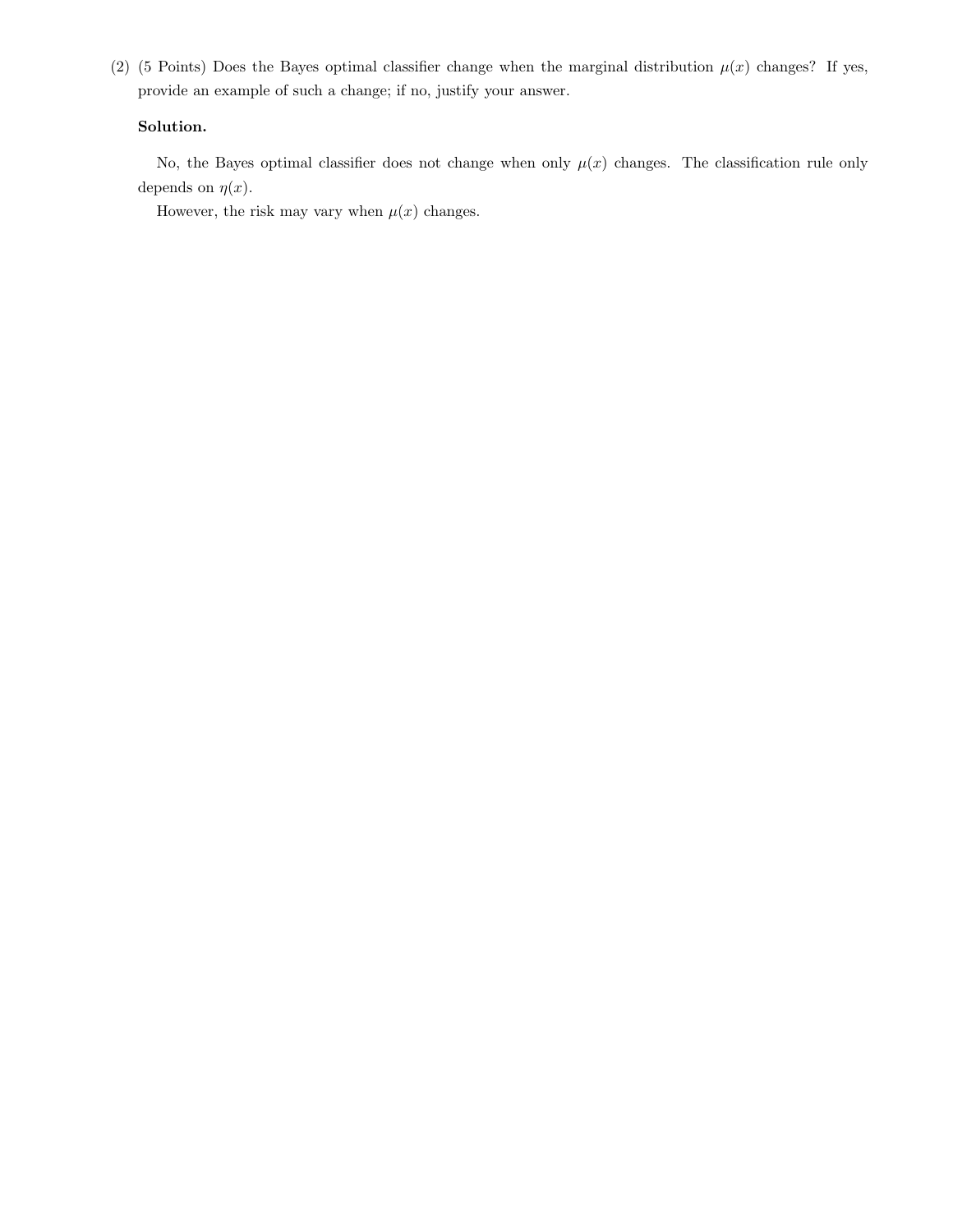(2) (5 Points) Does the Bayes optimal classifier change when the marginal distribution $\mu(x)$ changes? If yes, provide an example of such a change; if no, justify your answer.

**Solution.**

No, the Bayes optimal classifier does not change when only $\mu(x)$ changes. The classification rule only depends on $\eta(x)$.

However, the risk may vary when $\mu(x)$ changes.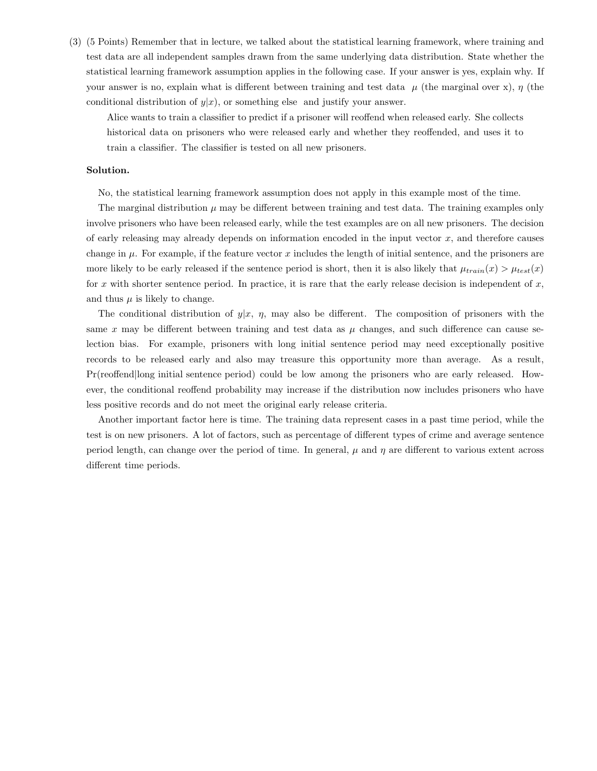(3) (5 Points) Remember that in lecture, we talked about the statistical learning framework, where training and test data are all independent samples drawn from the same underlying data distribution. State whether the statistical learning framework assumption applies in the following case. If your answer is yes, explain why. If your answer is no, explain what is different between training and test data $\mu$ (the marginal over x), $\eta$ (the conditional distribution of $y|x$), or something else and justify your answer.

> Alice wants to train a classifier to predict if a prisoner will reoffend when released early. She collects historical data on prisoners who were released early and whether they reoffended, and uses it to train a classifier. The classifier is tested on all new prisoners.

**Solution.**

No, the statistical learning framework assumption does not apply in this example most of the time.

The marginal distribution $\mu$ may be different between training and test data. The training examples only involve prisoners who have been released early, while the test examples are on all new prisoners. The decision of early releasing may already depends on information encoded in the input vector $x$, and therefore causes change in $\mu$. For example, if the feature vector $x$ includes the length of initial sentence, and the prisoners are more likely to be early released if the sentence period is short, then it is also likely that $\mu_{train}(x) > \mu_{test}(x)$ for $x$ with shorter sentence period. In practice, it is rare that the early release decision is independent of $x$, and thus $\mu$ is likely to change.

The conditional distribution of $y|x$, $\eta$, may also be different. The composition of prisoners with the same $x$ may be different between training and test data as $\mu$ changes, and such difference can cause selection bias. For example, prisoners with long initial sentence period may need exceptionally positive records to be released early and also may treasure this opportunity more than average. As a result, $\Pr(\text{reoffend}|\text{long initial sentence period})$ could be low among the prisoners who are early released. However, the conditional reoffend probability may increase if the distribution now includes prisoners who have less positive records and do not meet the original early release criteria.

Another important factor here is time. The training data represent cases in a past time period, while the test is on new prisoners. A lot of factors, such as percentage of different types of crime and average sentence period length, can change over the period of time. In general, $\mu$ and $\eta$ are different to various extent across different time periods.